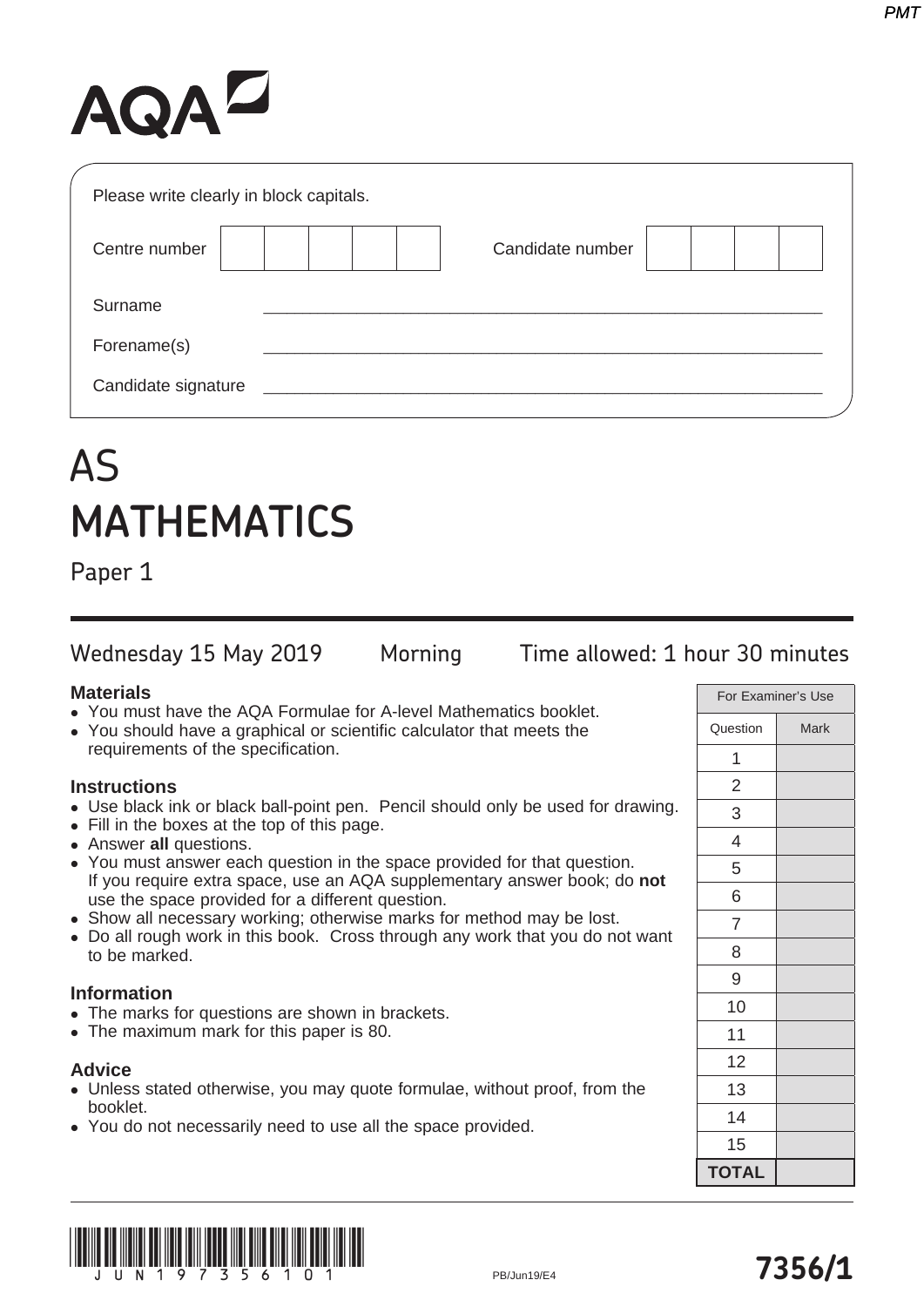AQA

Please write clearly in block capitals.

Centre number | | | | | |    Candidate number | | | | |

Surname ______________________________

Forename(s) ______________________________

Candidate signature ______________________________

# AS
# MATHEMATICS

## Paper 1

Wednesday 15 May 2019    Morning    Time allowed: 1 hour 30 minutes

### Materials
- You must have the AQA Formulae for A-level Mathematics booklet.
- You should have a graphical or scientific calculator that meets the requirements of the specification.

### Instructions
- Use black ink or black ball-point pen. Pencil should only be used for drawing.
- Fill in the boxes at the top of this page.
- Answer **all** questions.
- You must answer each question in the space provided for that question. If you require extra space, use an AQA supplementary answer book; do **not** use the space provided for a different question.
- Show all necessary working; otherwise marks for method may be lost.
- Do all rough work in this book. Cross through any work that you do not want to be marked.

### Information
- The marks for questions are shown in brackets.
- The maximum mark for this paper is 80.

### Advice
- Unless stated otherwise, you may quote formulae, without proof, from the booklet.
- You do not necessarily need to use all the space provided.

| For Examiner's Use | |
|---|---|
| Question | Mark |
| 1 | |
| 2 | |
| 3 | |
| 4 | |
| 5 | |
| 6 | |
| 7 | |
| 8 | |
| 9 | |
| 10 | |
| 11 | |
| 12 | |
| 13 | |
| 14 | |
| 15 | |
| **TOTAL** | |

J U N 1 9 7 3 5 6 1 0 1    PB/Jun19/E4    **7356/1**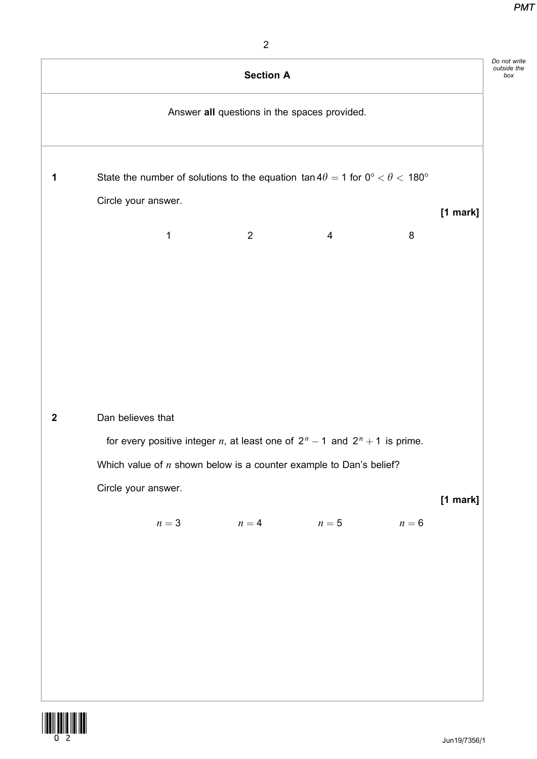## Section A

Answer **all** questions in the spaces provided.

**1** State the number of solutions to the equation $\tan 4\theta = 1$ for $0° < \theta < 180°$

Circle your answer.

**[1 mark]**

1 &nbsp;&nbsp;&nbsp;&nbsp;&nbsp;&nbsp;&nbsp;&nbsp; 2 &nbsp;&nbsp;&nbsp;&nbsp;&nbsp;&nbsp;&nbsp;&nbsp; 4 &nbsp;&nbsp;&nbsp;&nbsp;&nbsp;&nbsp;&nbsp;&nbsp; 8

**2** Dan believes that

for every positive integer $n$, at least one of $2^n - 1$ and $2^n + 1$ is prime.

Which value of $n$ shown below is a counter example to Dan's belief?

Circle your answer.

**[1 mark]**

$n = 3$ &nbsp;&nbsp;&nbsp;&nbsp;&nbsp;&nbsp;&nbsp;&nbsp; $n = 4$ &nbsp;&nbsp;&nbsp;&nbsp;&nbsp;&nbsp;&nbsp;&nbsp; $n = 5$ &nbsp;&nbsp;&nbsp;&nbsp;&nbsp;&nbsp;&nbsp;&nbsp; $n = 6$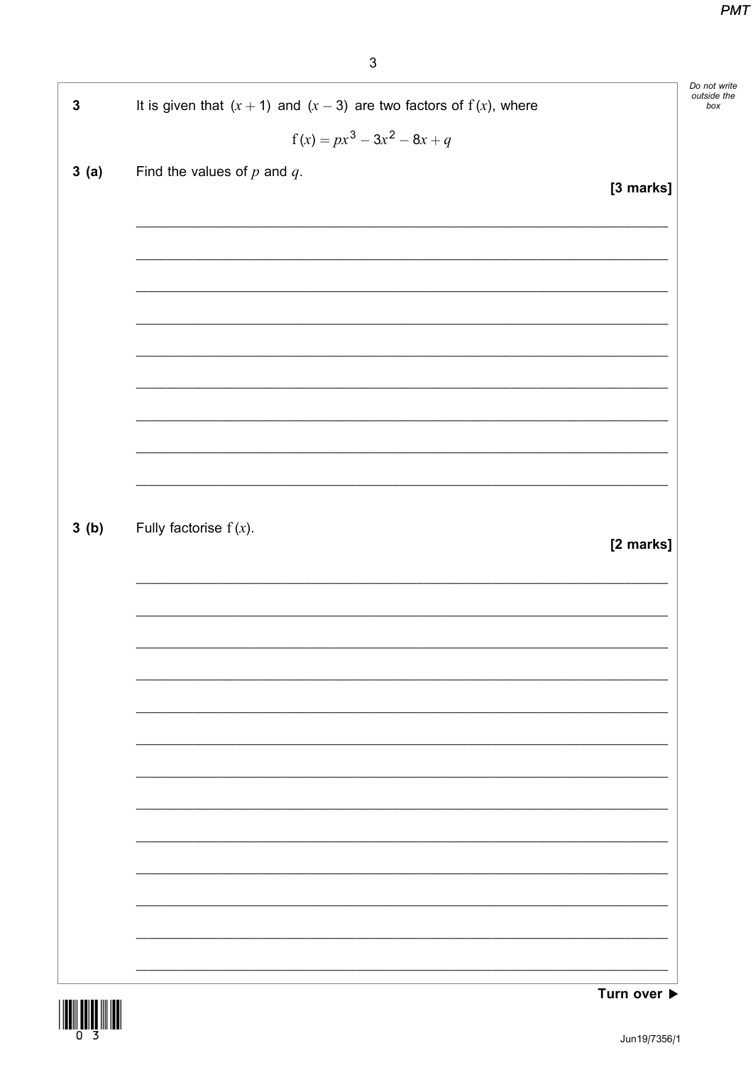**3** It is given that $(x + 1)$ and $(x - 3)$ are two factors of $\mathrm{f}(x)$, where

$$\mathrm{f}(x) = px^3 - 3x^2 - 8x + q$$

**3 (a)** Find the values of $p$ and $q$.

**[3 marks]**

**3 (b)** Fully factorise $\mathrm{f}(x)$.

**[2 marks]**

Turn over ▶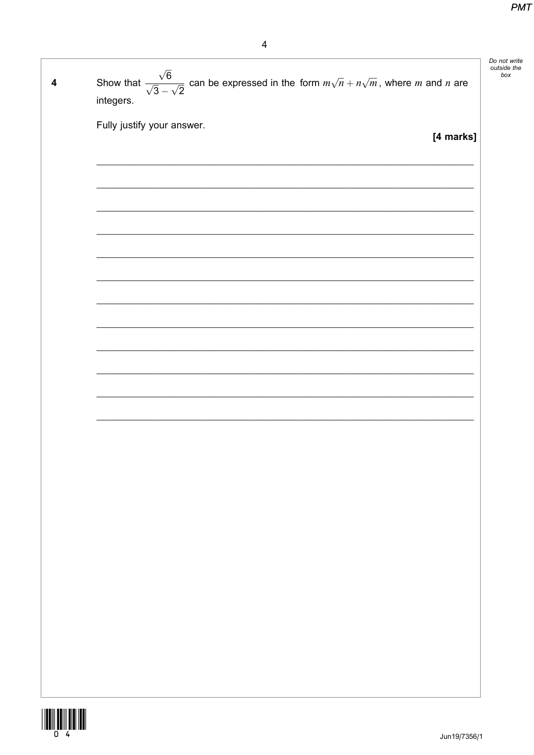**4** Show that $\dfrac{\sqrt{6}}{\sqrt{3}-\sqrt{2}}$ can be expressed in the form $m\sqrt{n}+n\sqrt{m}$, where $m$ and $n$ are integers.

Fully justify your answer.

**[4 marks]**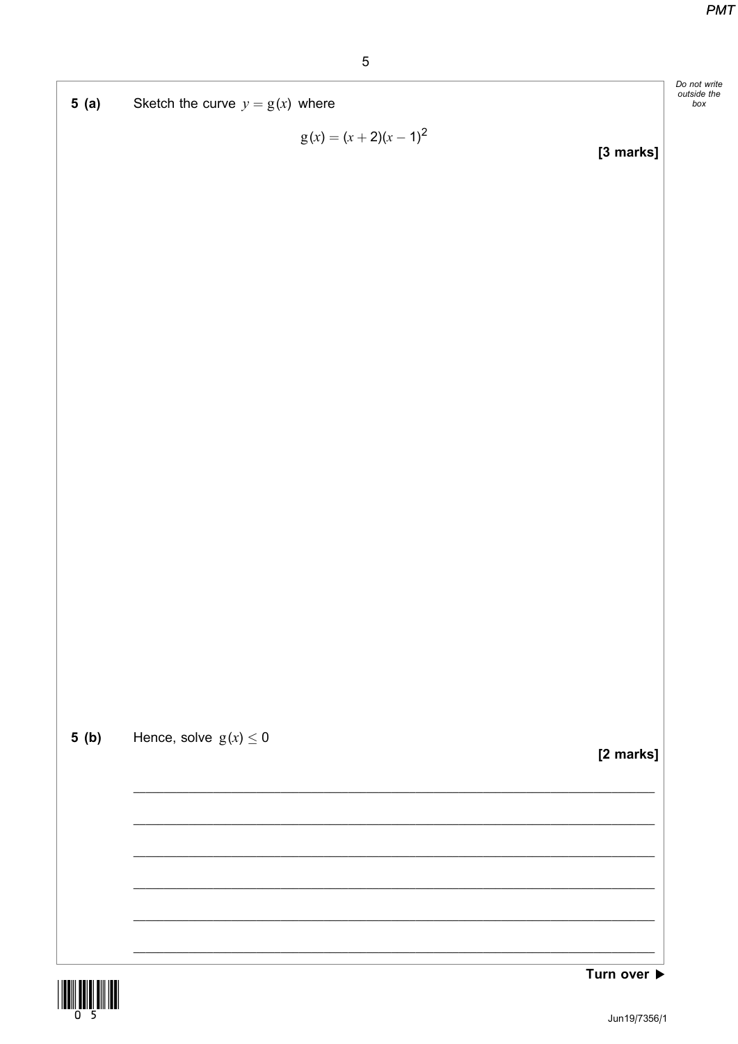**5 (a)** Sketch the curve $y = g(x)$ where

$$g(x) = (x + 2)(x - 1)^2$$

**[3 marks]**

**5 (b)** Hence, solve $g(x) \leq 0$

**[2 marks]**

**Turn over ▶**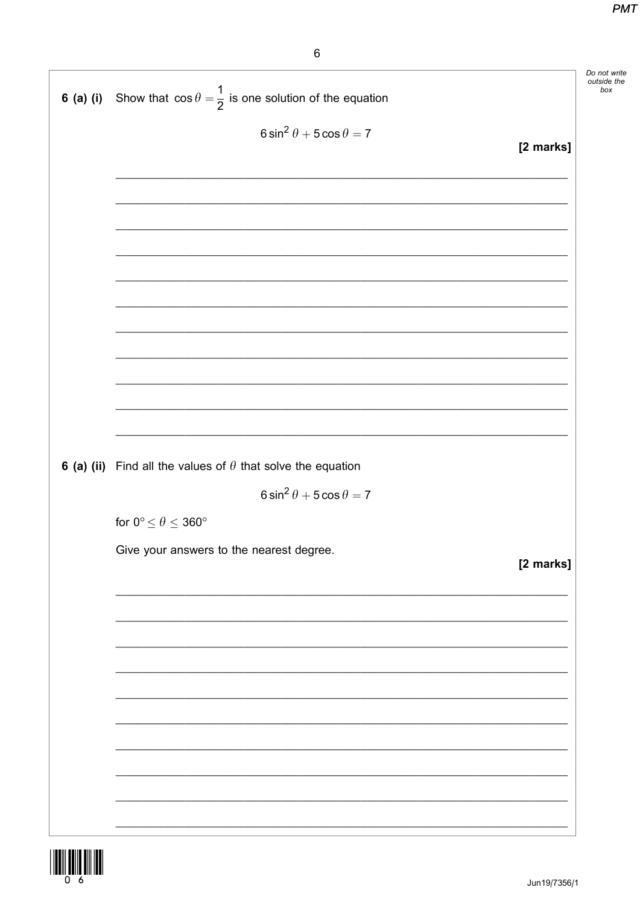**6 (a) (i)** Show that $\cos\theta = \dfrac{1}{2}$ is one solution of the equation

$$6\sin^2\theta + 5\cos\theta = 7$$

**[2 marks]**

**6 (a) (ii)** Find all the values of $\theta$ that solve the equation

$$6\sin^2\theta + 5\cos\theta = 7$$

for $0° \leq \theta \leq 360°$

Give your answers to the nearest degree.

**[2 marks]**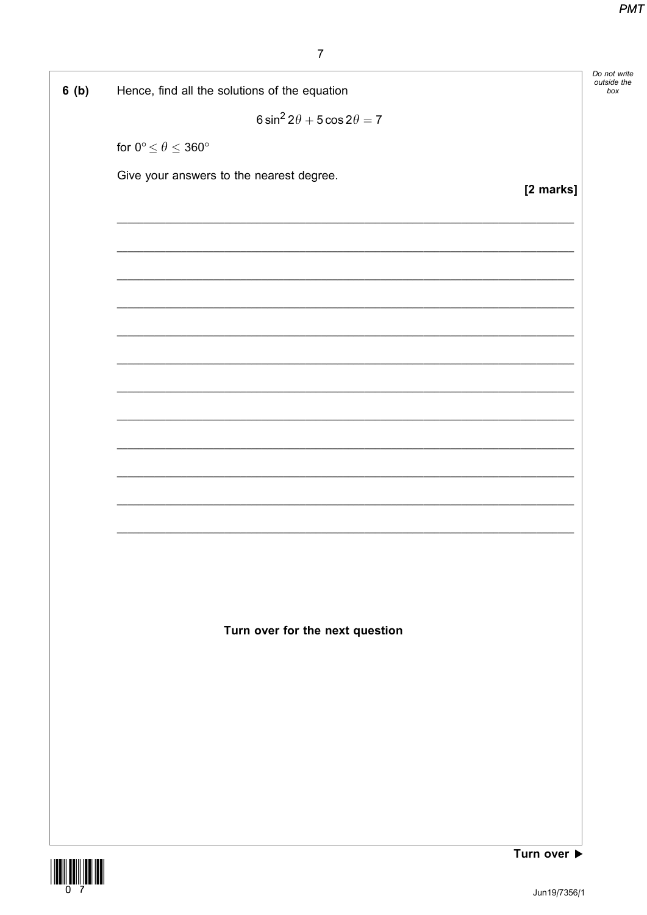**6 (b)** Hence, find all the solutions of the equation

$$6\sin^2 2\theta + 5\cos 2\theta = 7$$

for $0° \leq \theta \leq 360°$

Give your answers to the nearest degree.

**[2 marks]**

**Turn over for the next question**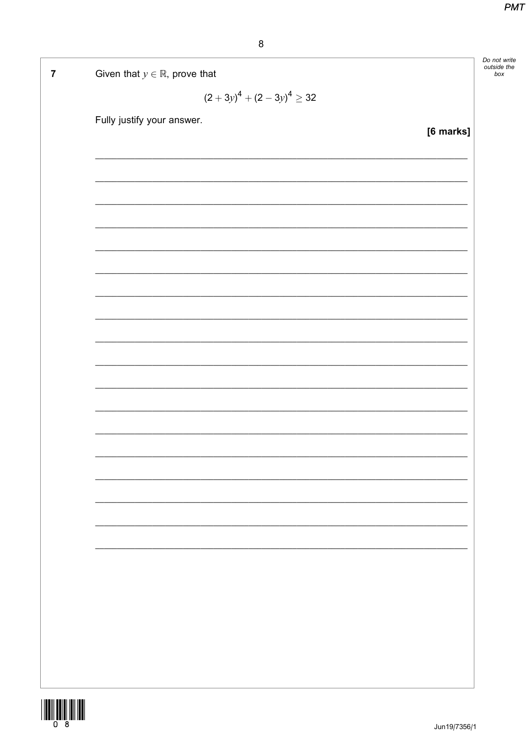**7** Given that $y \in \mathbb{R}$, prove that

$$(2 + 3y)^4 + (2 - 3y)^4 \geq 32$$

Fully justify your answer.

**[6 marks]**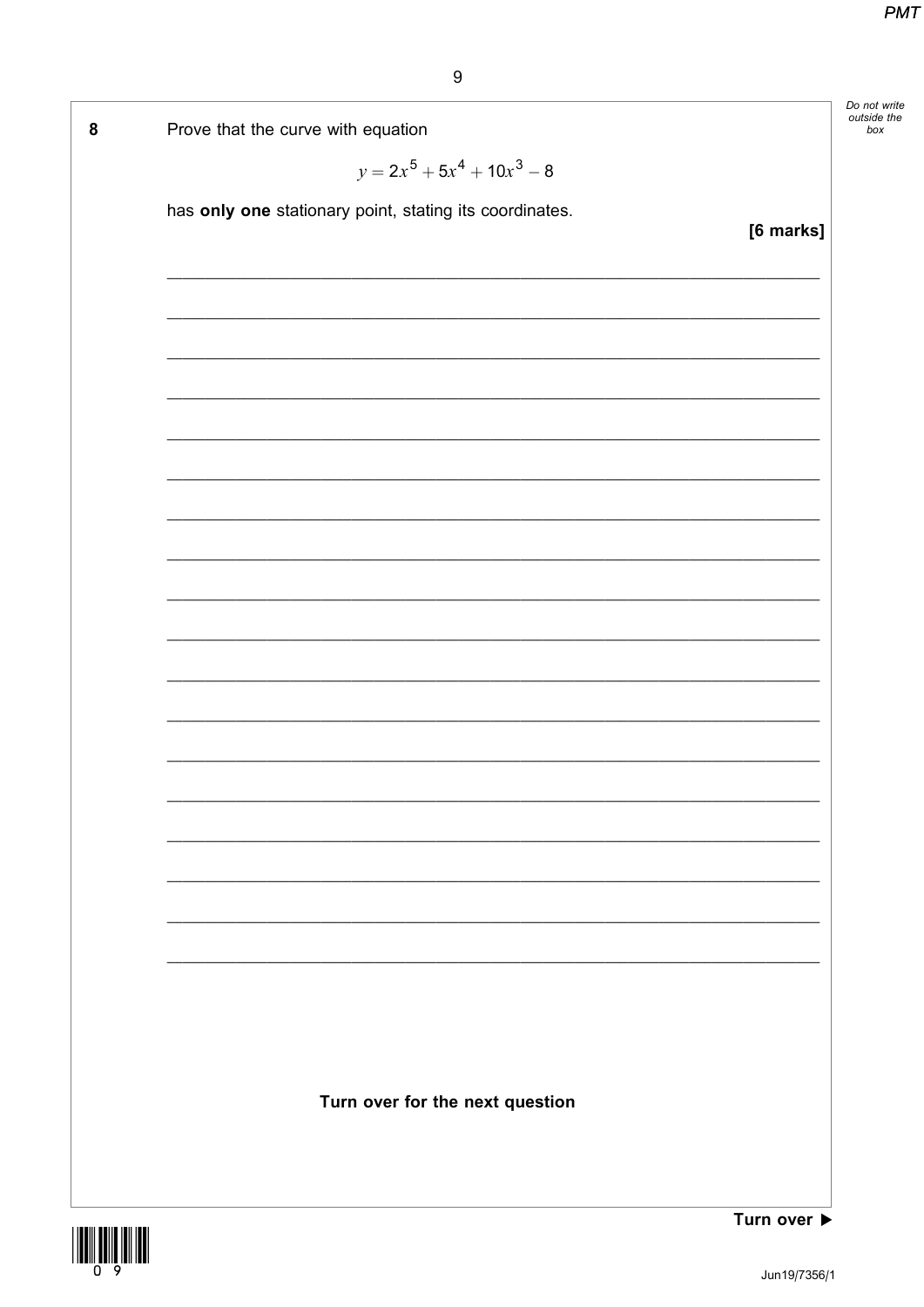**8** Prove that the curve with equation

$$y = 2x^5 + 5x^4 + 10x^3 - 8$$

has **only one** stationary point, stating its coordinates.

**[6 marks]**

**Turn over for the next question**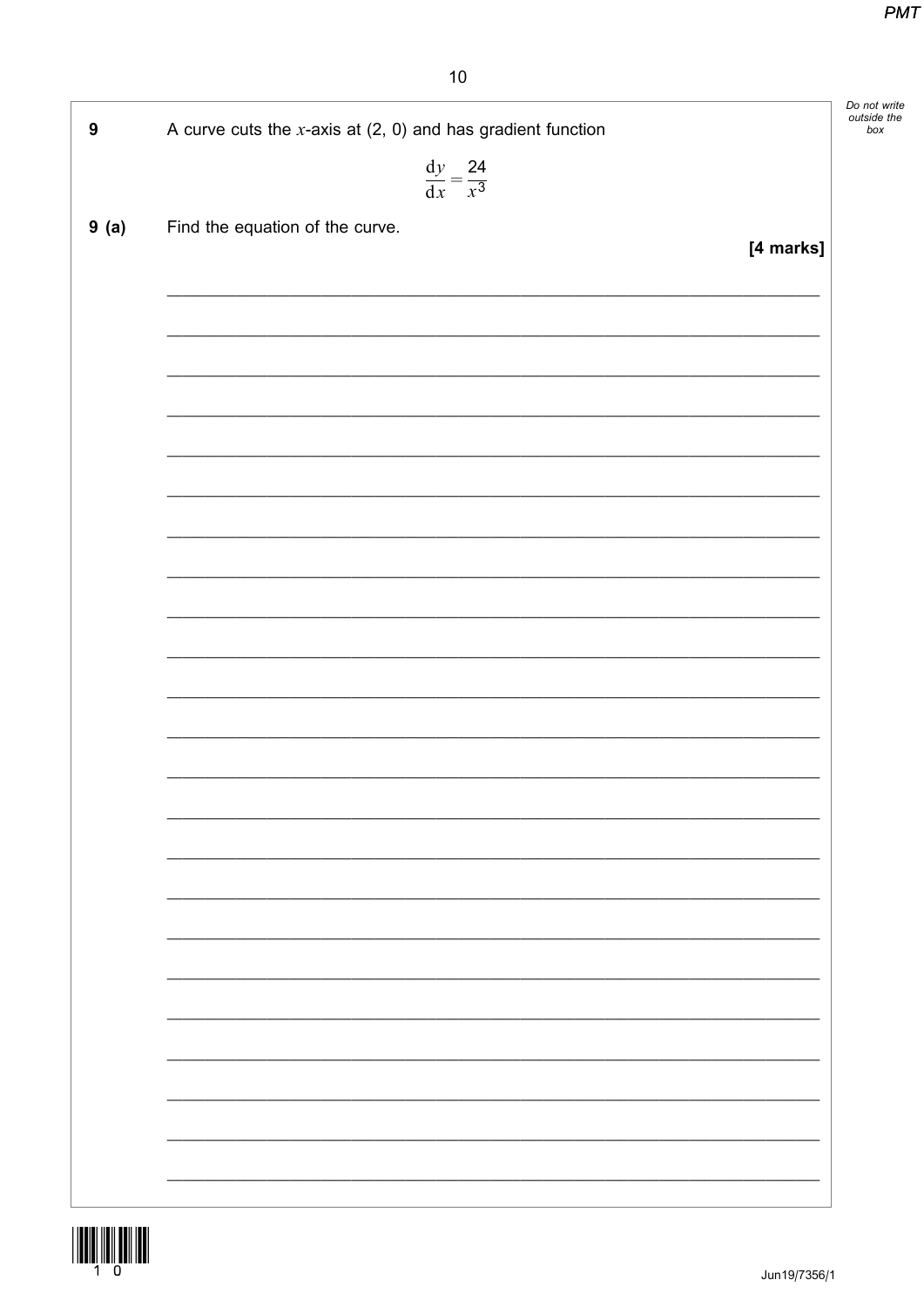**9** A curve cuts the $x$-axis at (2, 0) and has gradient function

$$\frac{dy}{dx} = \frac{24}{x^3}$$

**9 (a)** Find the equation of the curve.

**[4 marks]**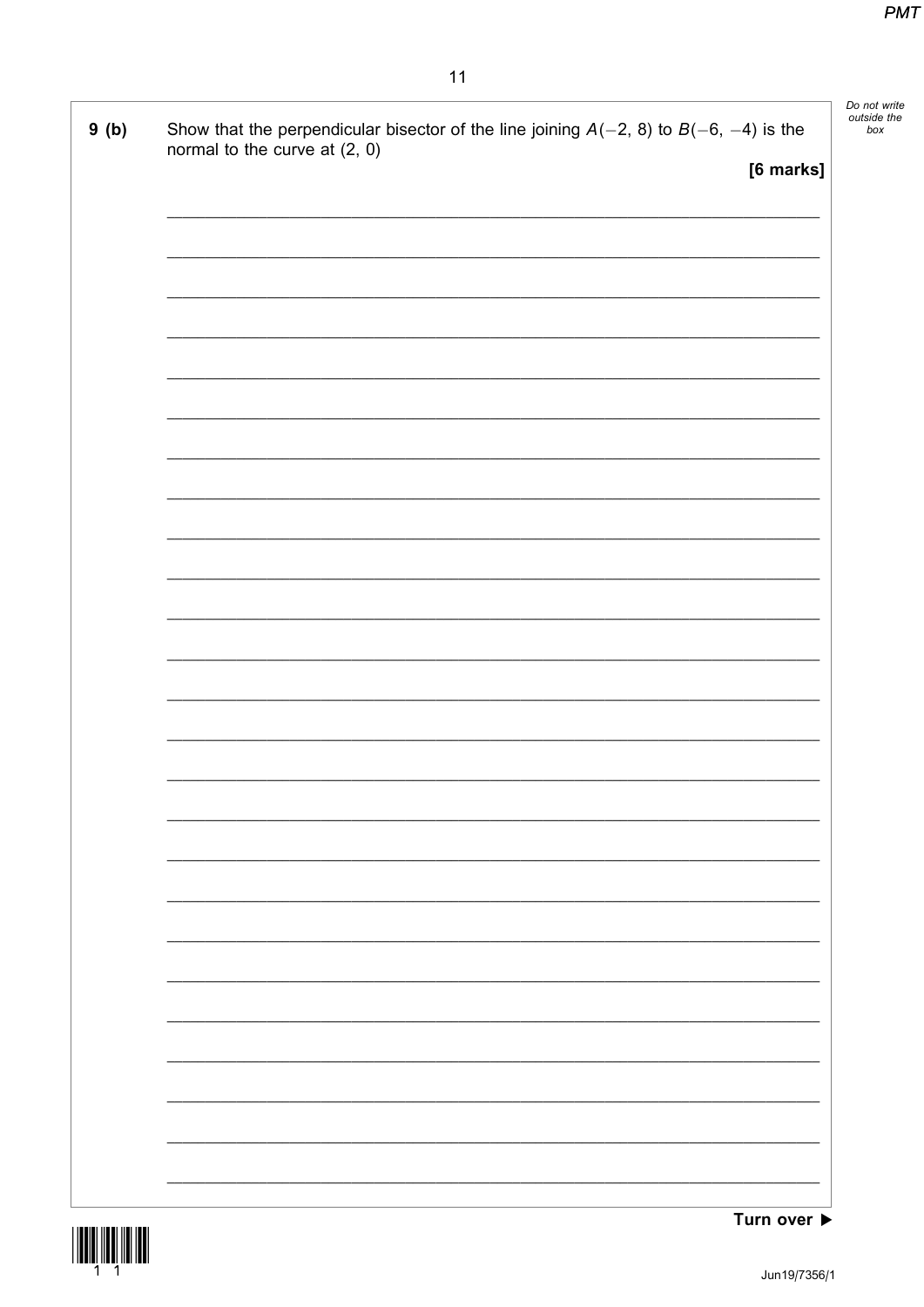**9 (b)** Show that the perpendicular bisector of the line joining $A(-2, 8)$ to $B(-6, -4)$ is the normal to the curve at $(2, 0)$

**[6 marks]**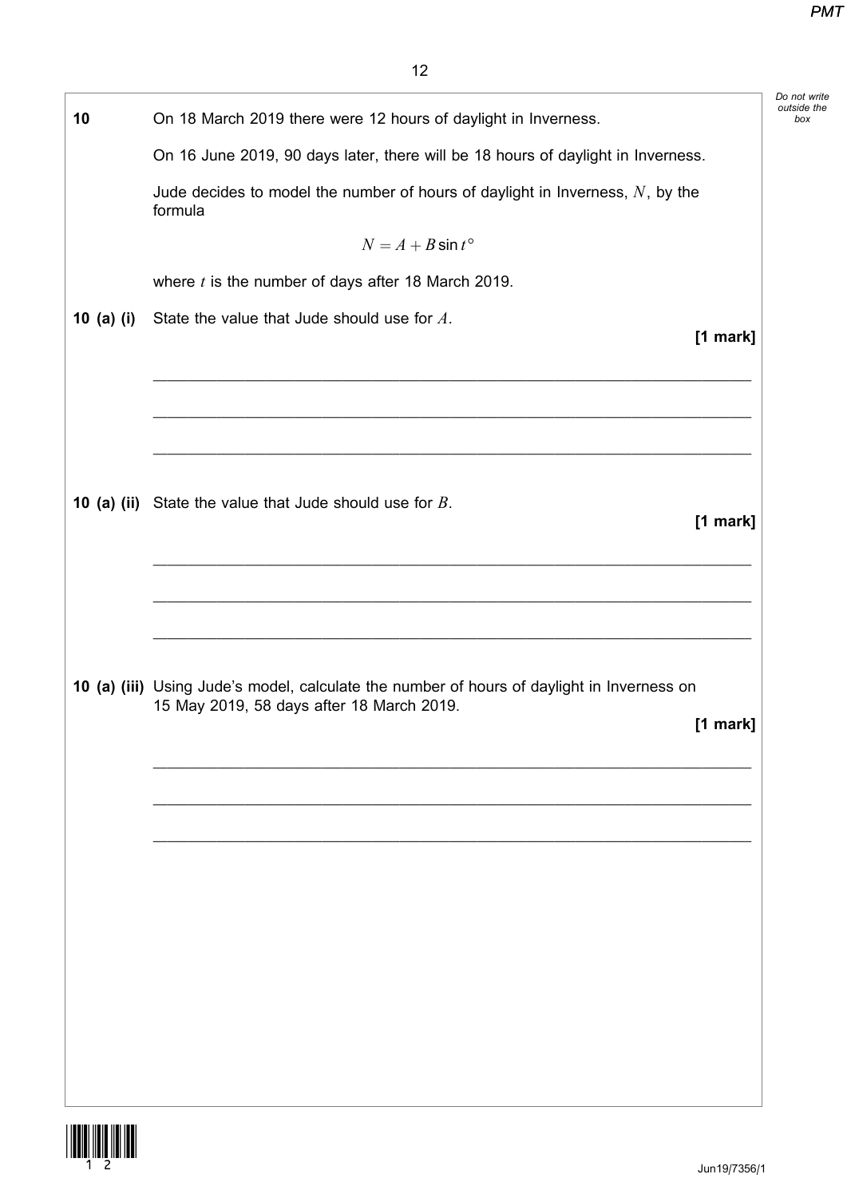**10** On 18 March 2019 there were 12 hours of daylight in Inverness.

On 16 June 2019, 90 days later, there will be 18 hours of daylight in Inverness.

Jude decides to model the number of hours of daylight in Inverness, $N$, by the formula

$$N = A + B \sin t°$$

where $t$ is the number of days after 18 March 2019.

**10 (a) (i)** State the value that Jude should use for $A$.

**[1 mark]**

---

---

---

**10 (a) (ii)** State the value that Jude should use for $B$.

**[1 mark]**

---

---

---

**10 (a) (iii)** Using Jude's model, calculate the number of hours of daylight in Inverness on 15 May 2019, 58 days after 18 March 2019.

**[1 mark]**

---

---

---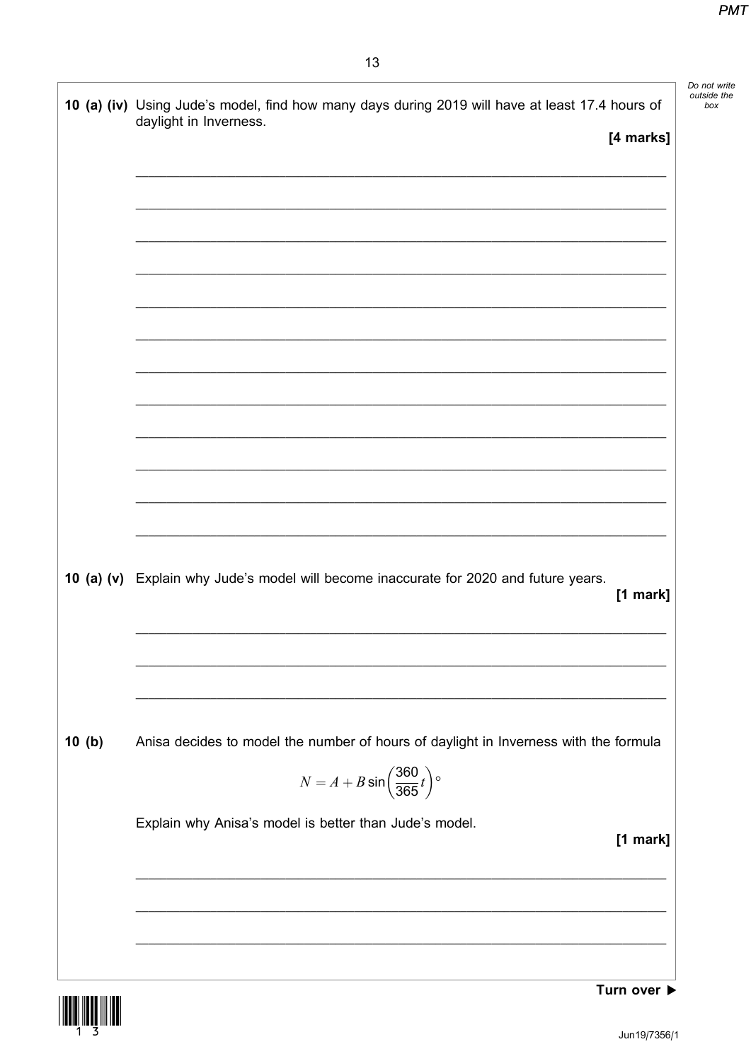**10 (a) (iv)** Using Jude's model, find how many days during 2019 will have at least 17.4 hours of daylight in Inverness.

**[4 marks]**

**10 (a) (v)** Explain why Jude's model will become inaccurate for 2020 and future years.

**[1 mark]**

**10 (b)** Anisa decides to model the number of hours of daylight in Inverness with the formula

$$N = A + B \sin\left(\frac{360}{365}t\right)^{\circ}$$

Explain why Anisa's model is better than Jude's model.

**[1 mark]**

**Turn over ▶**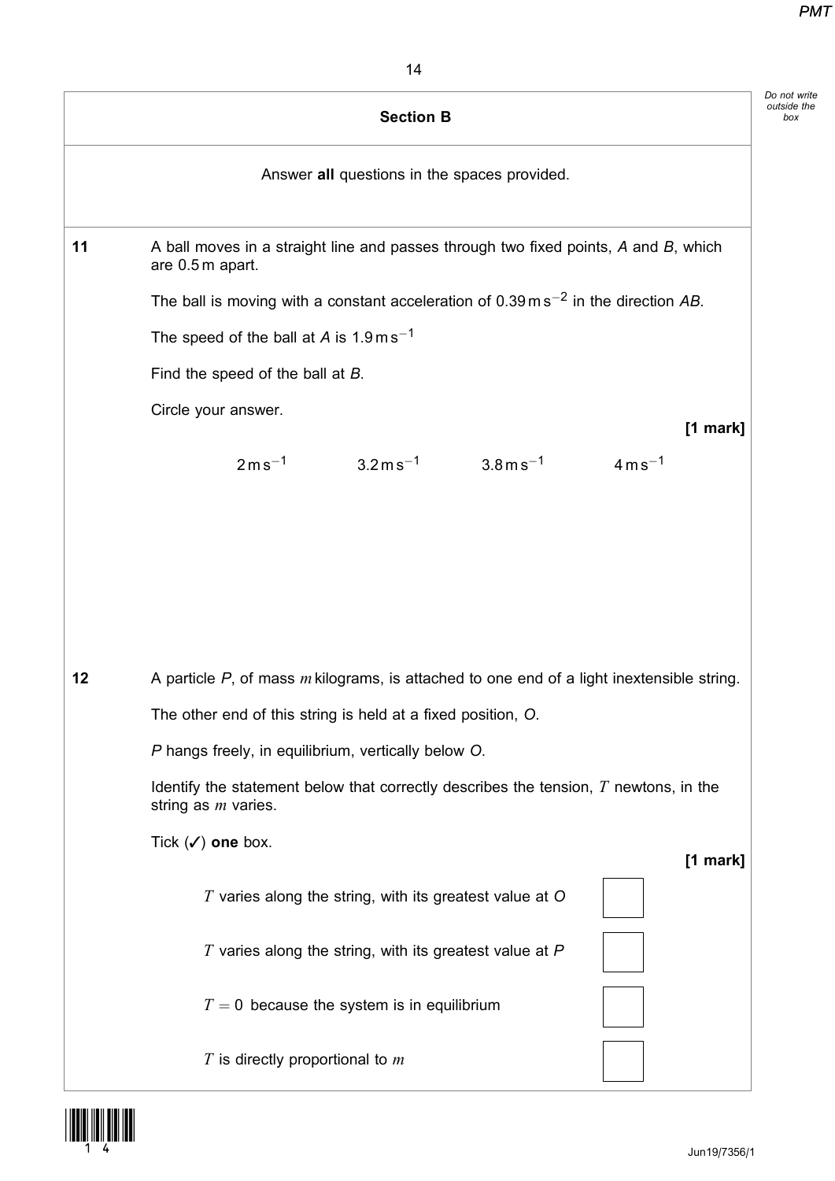## Section B

Answer **all** questions in the spaces provided.

**11** A ball moves in a straight line and passes through two fixed points, $A$ and $B$, which are 0.5 m apart.

The ball is moving with a constant acceleration of $0.39\,\text{m}\,\text{s}^{-2}$ in the direction $AB$.

The speed of the ball at $A$ is $1.9\,\text{m}\,\text{s}^{-1}$

Find the speed of the ball at $B$.

Circle your answer.

**[1 mark]**

$2\,\text{m}\,\text{s}^{-1}$ $\qquad$ $3.2\,\text{m}\,\text{s}^{-1}$ $\qquad$ $3.8\,\text{m}\,\text{s}^{-1}$ $\qquad$ $4\,\text{m}\,\text{s}^{-1}$

**12** A particle $P$, of mass $m$ kilograms, is attached to one end of a light inextensible string.

The other end of this string is held at a fixed position, $O$.

$P$ hangs freely, in equilibrium, vertically below $O$.

Identify the statement below that correctly describes the tension, $T$ newtons, in the string as $m$ varies.

Tick (✓) **one** box.

**[1 mark]**

- $T$ varies along the string, with its greatest value at $O$ ☐
- $T$ varies along the string, with its greatest value at $P$ ☐
- $T = 0$ because the system is in equilibrium ☐
- $T$ is directly proportional to $m$ ☐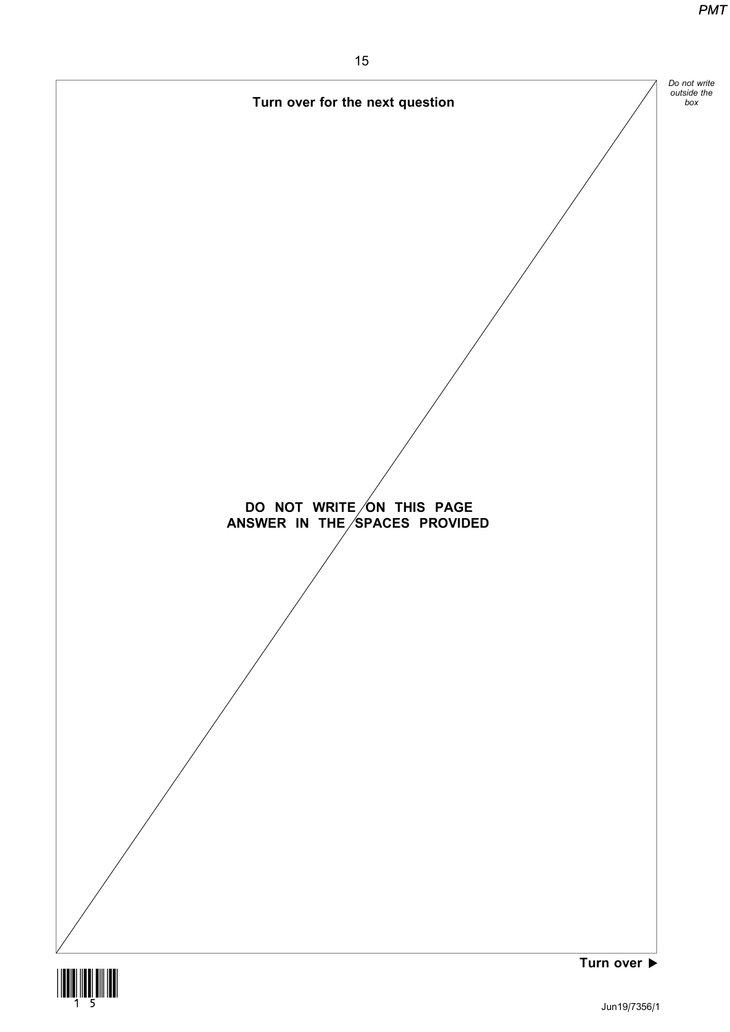**Turn over for the next question**

**DO NOT WRITE ON THIS PAGE**
**ANSWER IN THE SPACES PROVIDED**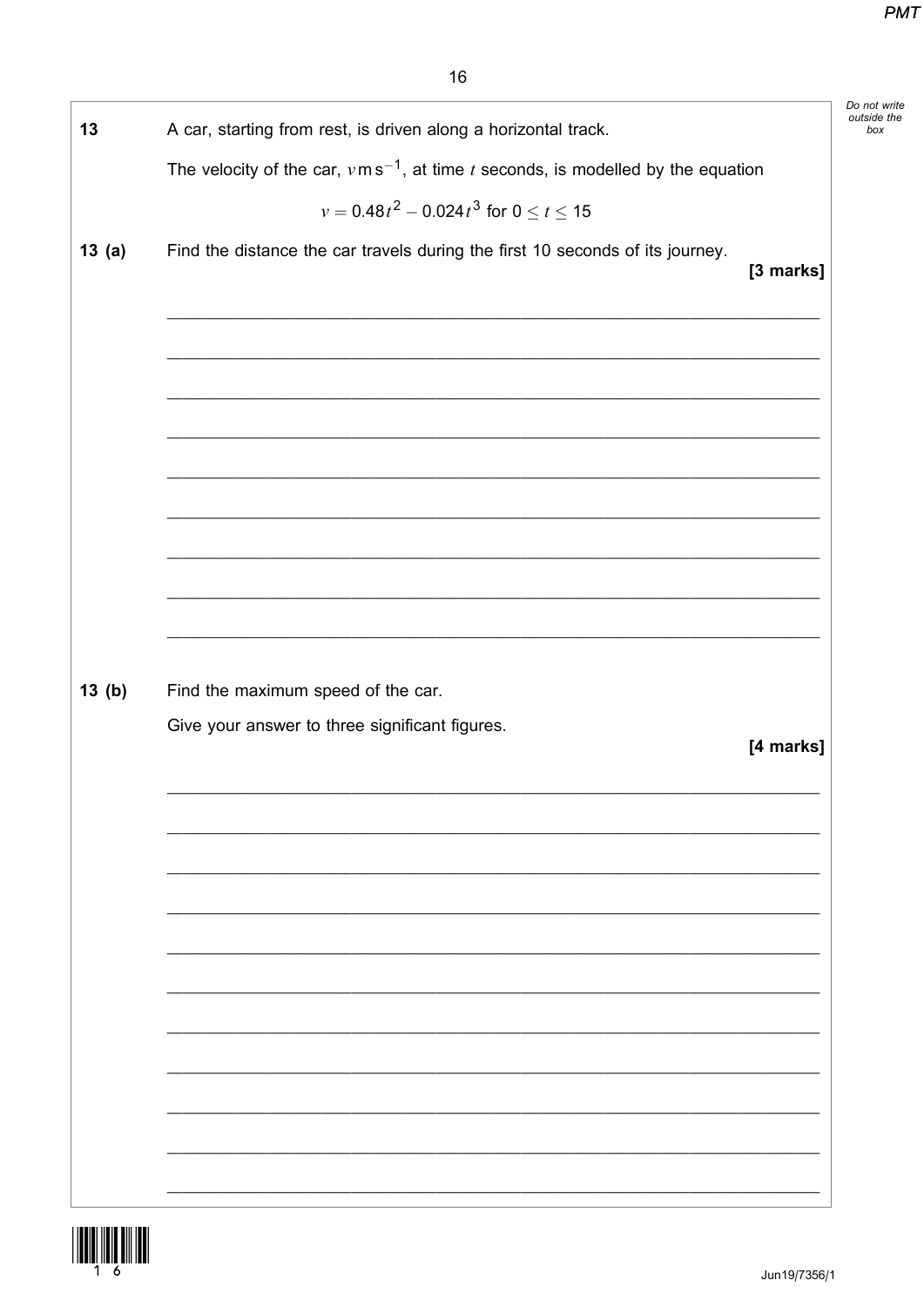**13** A car, starting from rest, is driven along a horizontal track.

The velocity of the car, $v\,\text{m s}^{-1}$, at time $t$ seconds, is modelled by the equation

$$v = 0.48t^2 - 0.024t^3 \text{ for } 0 \leq t \leq 15$$

**13 (a)** Find the distance the car travels during the first 10 seconds of its journey.

**[3 marks]**

**13 (b)** Find the maximum speed of the car.

Give your answer to three significant figures.

**[4 marks]**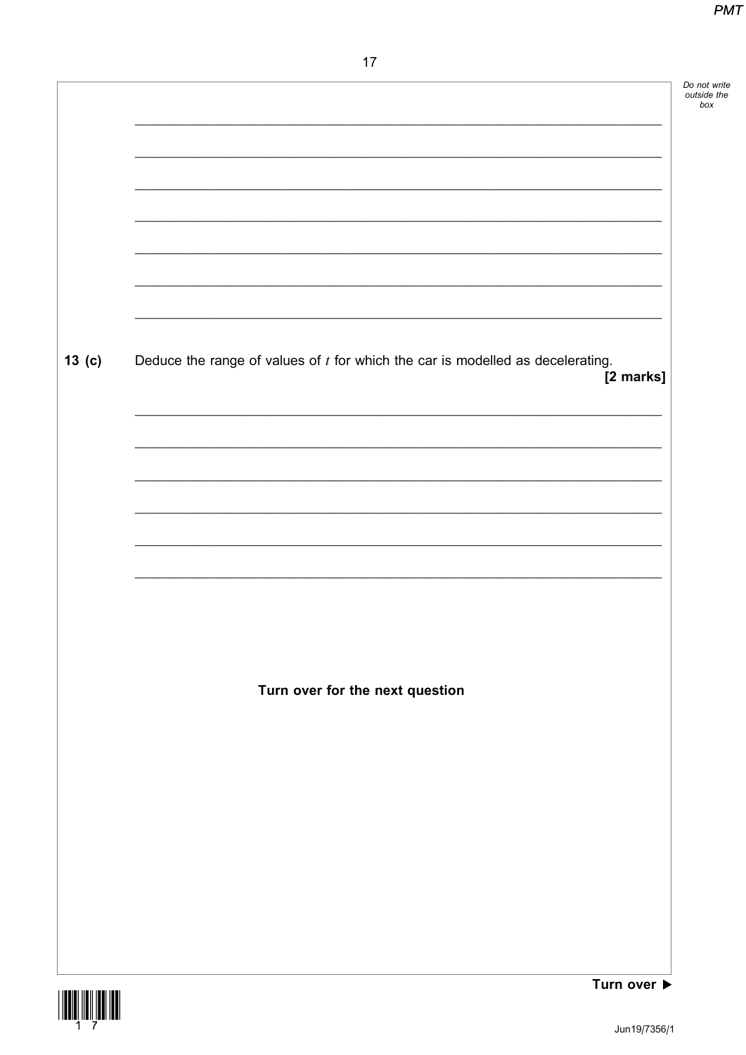13 (c) Deduce the range of values of $t$ for which the car is modelled as decelerating.

**[2 marks]**

**Turn over for the next question**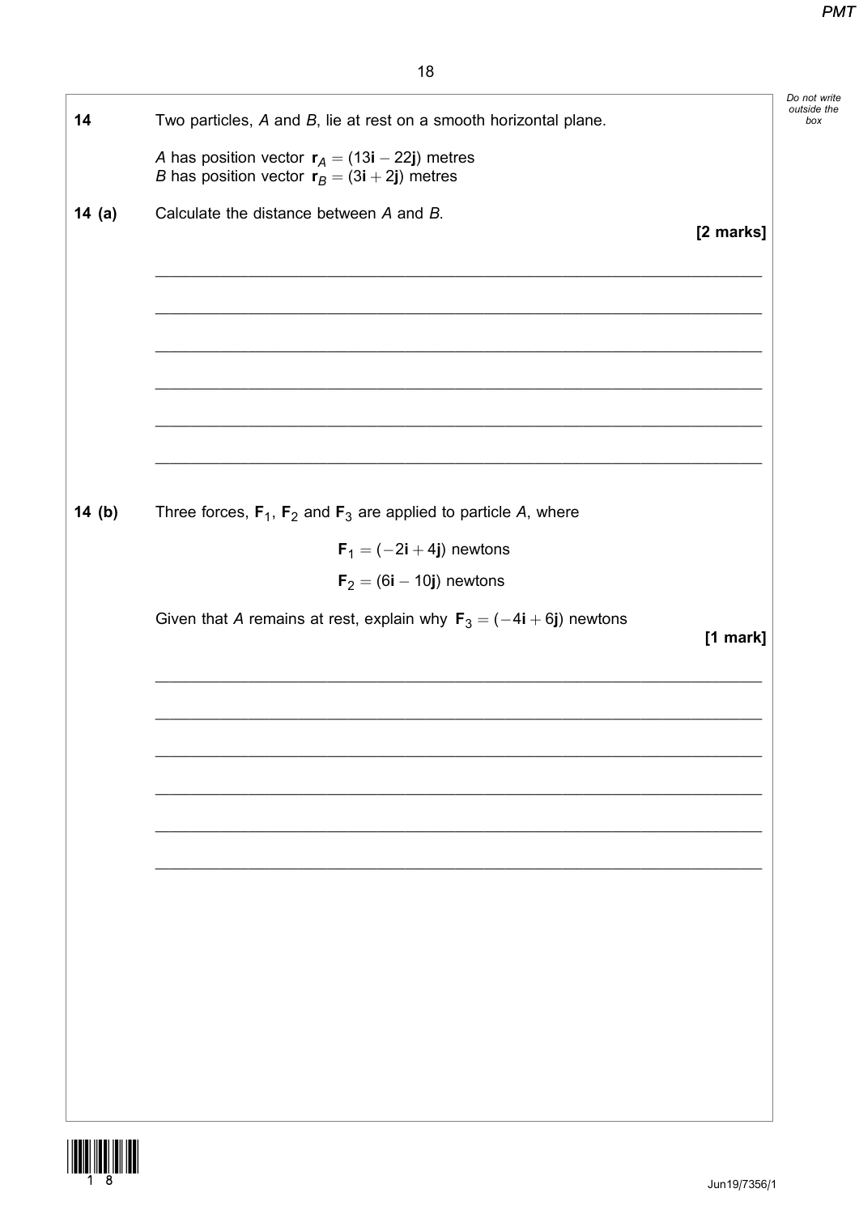**14** Two particles, $A$ and $B$, lie at rest on a smooth horizontal plane.

$A$ has position vector $\mathbf{r}_A = (13\mathbf{i} - 22\mathbf{j})$ metres
$B$ has position vector $\mathbf{r}_B = (3\mathbf{i} + 2\mathbf{j})$ metres

**14 (a)** Calculate the distance between $A$ and $B$.

**[2 marks]**

**14 (b)** Three forces, $\mathbf{F}_1$, $\mathbf{F}_2$ and $\mathbf{F}_3$ are applied to particle $A$, where

$$\mathbf{F}_1 = (-2\mathbf{i} + 4\mathbf{j}) \text{ newtons}$$

$$\mathbf{F}_2 = (6\mathbf{i} - 10\mathbf{j}) \text{ newtons}$$

Given that $A$ remains at rest, explain why $\mathbf{F}_3 = (-4\mathbf{i} + 6\mathbf{j})$ newtons

**[1 mark]**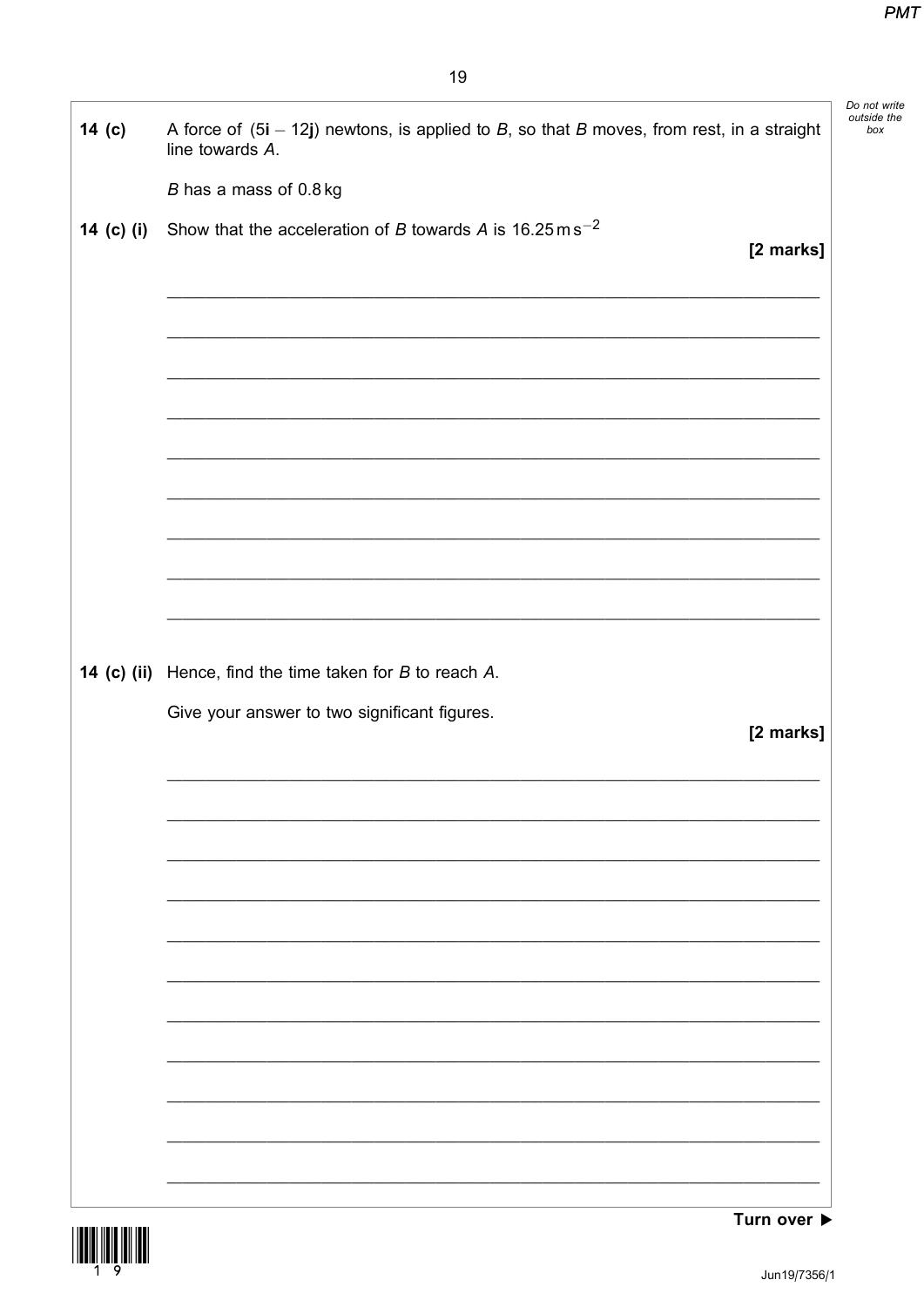**14 (c)** A force of $(5\mathbf{i} - 12\mathbf{j})$ newtons, is applied to $B$, so that $B$ moves, from rest, in a straight line towards $A$.

$B$ has a mass of 0.8 kg

**14 (c) (i)** Show that the acceleration of $B$ towards $A$ is $16.25 \text{ m s}^{-2}$

**[2 marks]**

**14 (c) (ii)** Hence, find the time taken for $B$ to reach $A$.

Give your answer to two significant figures.

**[2 marks]**

**Turn over ▶**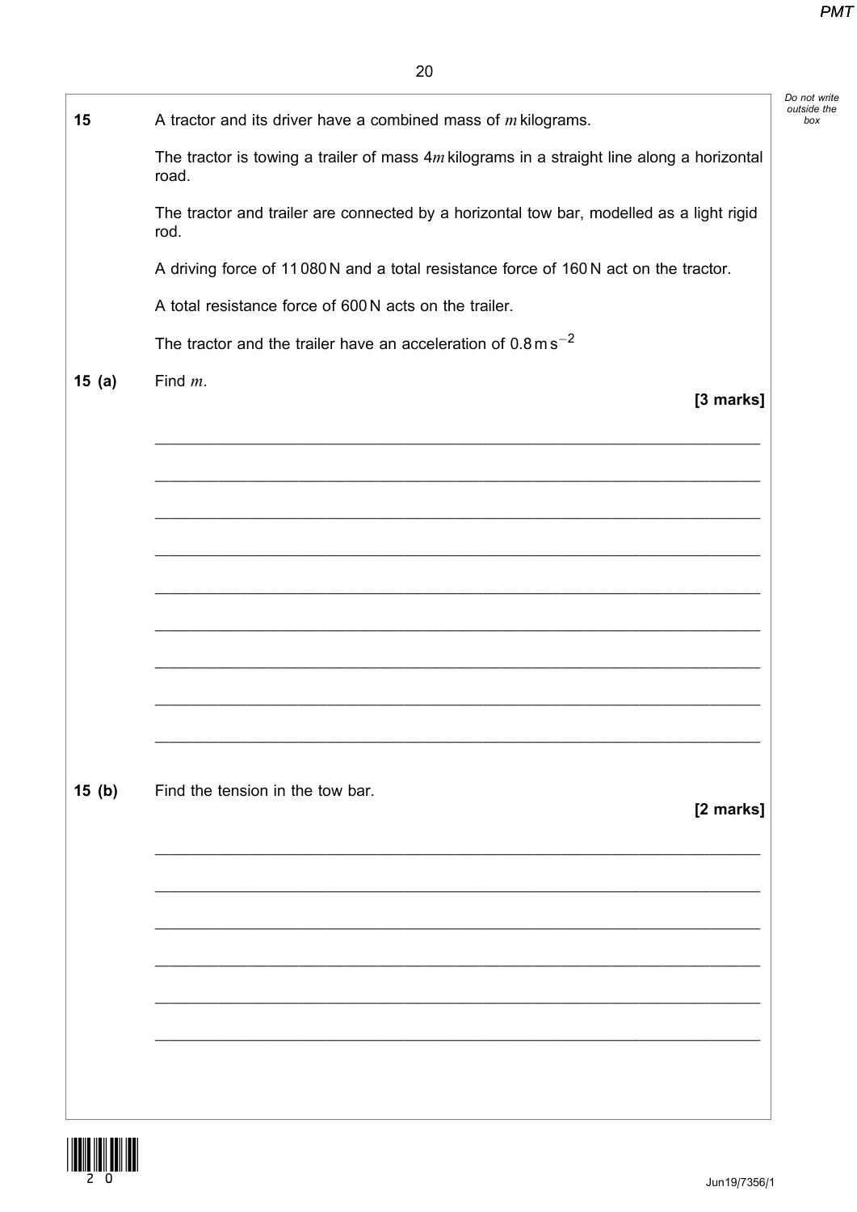**15** A tractor and its driver have a combined mass of $m$ kilograms.

The tractor is towing a trailer of mass $4m$ kilograms in a straight line along a horizontal road.

The tractor and trailer are connected by a horizontal tow bar, modelled as a light rigid rod.

A driving force of 11 080 N and a total resistance force of 160 N act on the tractor.

A total resistance force of 600 N acts on the trailer.

The tractor and the trailer have an acceleration of $0.8\,\text{m}\,\text{s}^{-2}$

**15 (a)** Find $m$.

**[3 marks]**

**15 (b)** Find the tension in the tow bar.

**[2 marks]**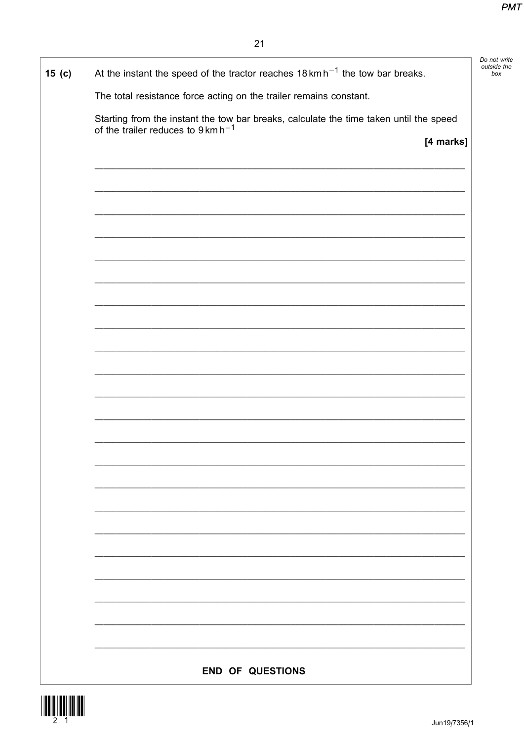**15 (c)** At the instant the speed of the tractor reaches $18\,\text{km}\,\text{h}^{-1}$ the tow bar breaks.

The total resistance force acting on the trailer remains constant.

Starting from the instant the tow bar breaks, calculate the time taken until the speed of the trailer reduces to $9\,\text{km}\,\text{h}^{-1}$

**[4 marks]**

**END OF QUESTIONS**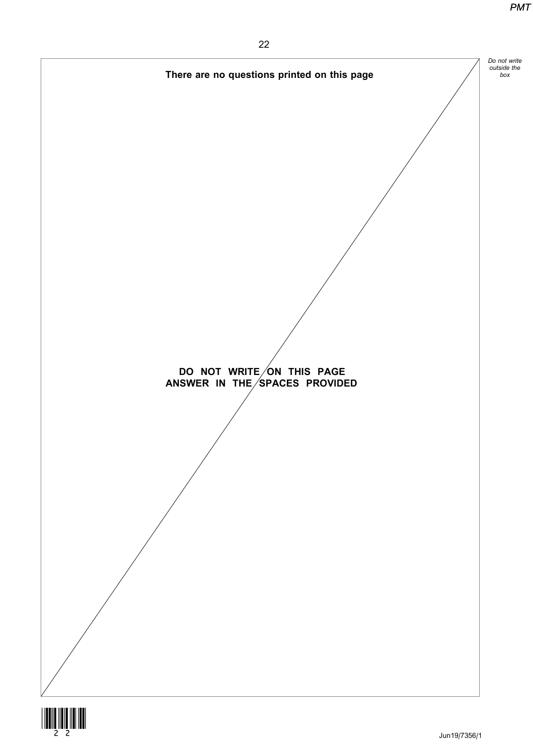**There are no questions printed on this page**

**DO NOT WRITE ON THIS PAGE**
**ANSWER IN THE SPACES PROVIDED**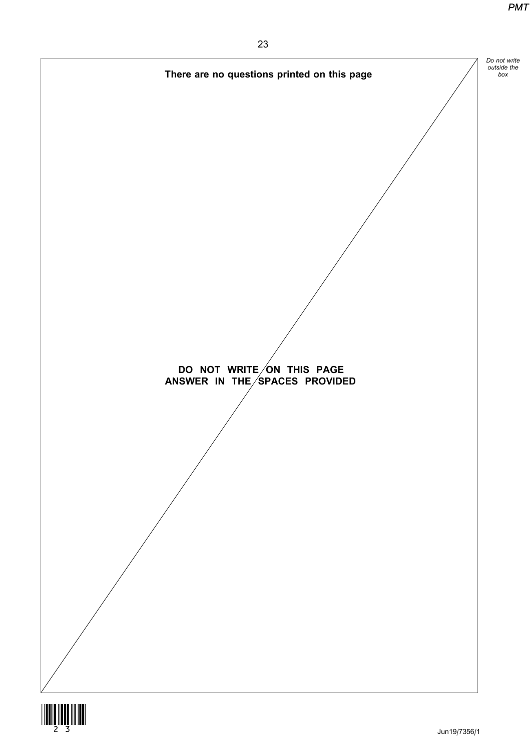**There are no questions printed on this page**

**DO NOT WRITE ON THIS PAGE**
**ANSWER IN THE SPACES PROVIDED**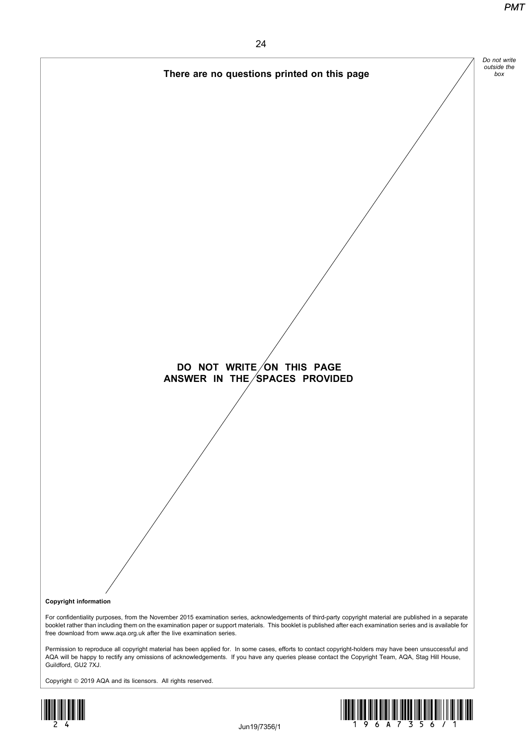**There are no questions printed on this page**

**DO NOT WRITE ON THIS PAGE**
**ANSWER IN THE SPACES PROVIDED**

**Copyright information**

For confidentiality purposes, from the November 2015 examination series, acknowledgements of third-party copyright material are published in a separate booklet rather than including them on the examination paper or support materials. This booklet is published after each examination series and is available for free download from www.aqa.org.uk after the live examination series.

Permission to reproduce all copyright material has been applied for. In some cases, efforts to contact copyright-holders may have been unsuccessful and AQA will be happy to rectify any omissions of acknowledgements. If you have any queries please contact the Copyright Team, AQA, Stag Hill House, Guildford, GU2 7XJ.

Copyright © 2019 AQA and its licensors. All rights reserved.